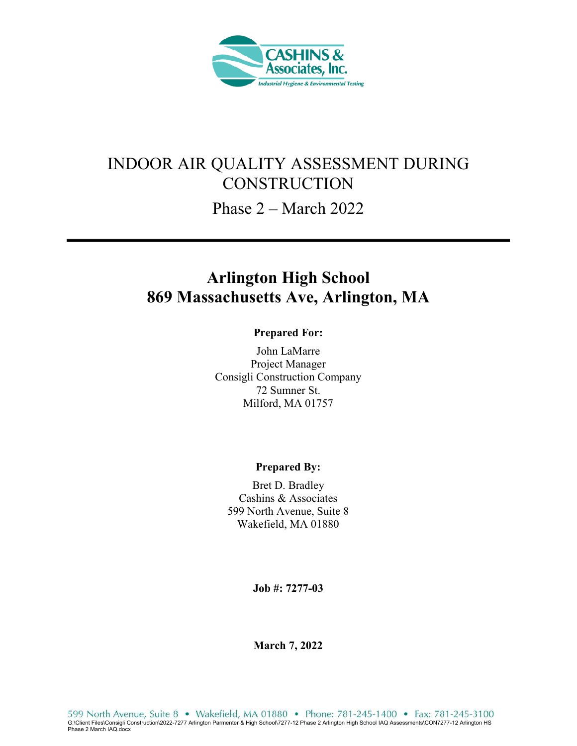CASHINS & Associates, Inc.

*Industrial Hygiene & Environmental Testing*

# INDOOR AIR QUALITY ASSESSMENT DURING CONSTRUCTION

## Phase 2 – March 2022

---

# Arlington High School
# 869 Massachusetts Ave, Arlington, MA

**Prepared For:**

John LaMarre
Project Manager
Consigli Construction Company
72 Sumner St.
Milford, MA 01757

**Prepared By:**

Bret D. Bradley
Cashins & Associates
599 North Avenue, Suite 8
Wakefield, MA 01880

**Job #: 7277-03**

**March 7, 2022**

599 North Avenue, Suite 8 • Wakefield, MA 01880 • Phone: 781-245-1400 • Fax: 781-245-3100

G:\Client Files\Consigli Construction\2022-7277 Arlington Parmenter & High School\7277-12 Phase 2 Arlington High School IAQ Assessments\CON7277-12 Arlington HS Phase 2 March IAQ.docx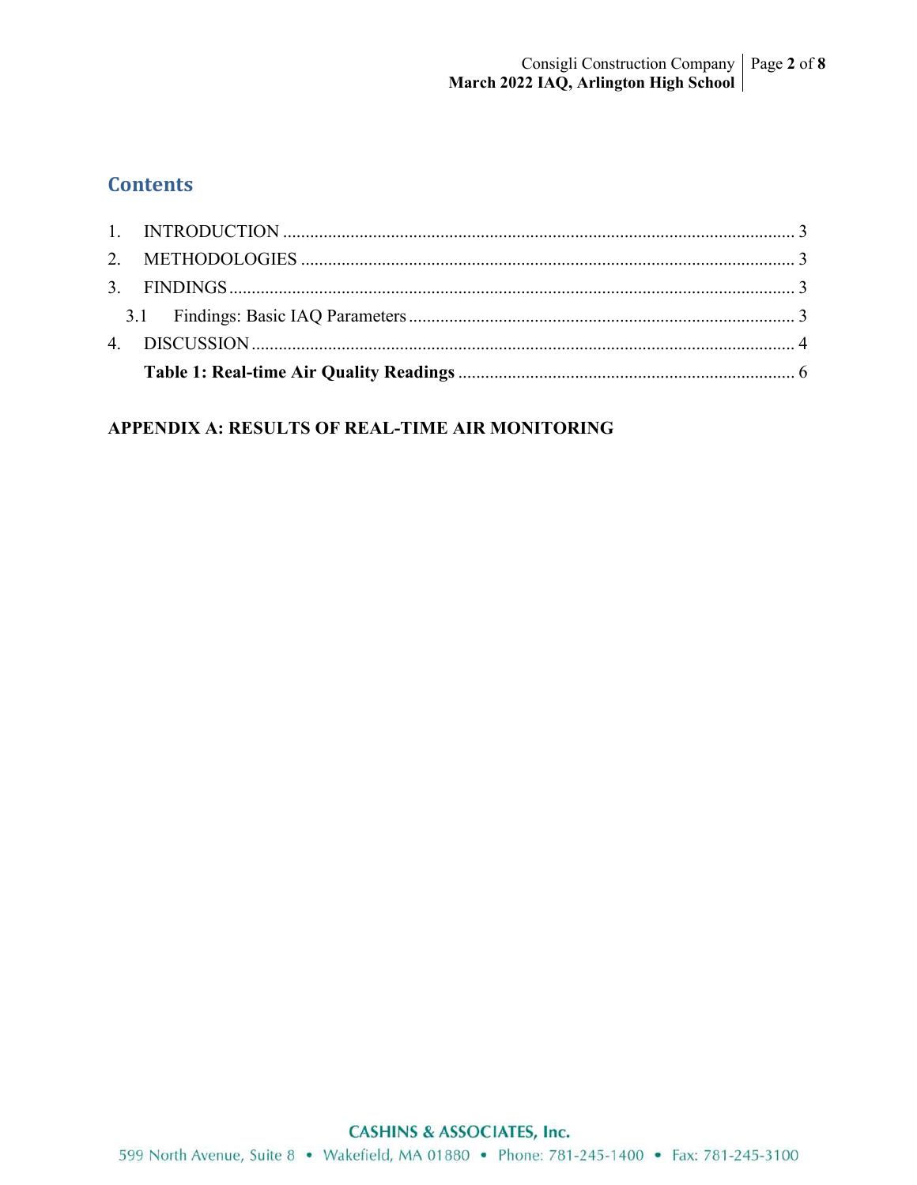## Contents

1. INTRODUCTION ........................................................................................................ 3
2. METHODOLOGIES ................................................................................................... 3
3. FINDINGS .................................................................................................................. 3
   3.1 Findings: Basic IAQ Parameters ........................................................................... 3
4. DISCUSSION ............................................................................................................. 4
   **Table 1: Real-time Air Quality Readings** ................................................................ 6

**APPENDIX A: RESULTS OF REAL-TIME AIR MONITORING**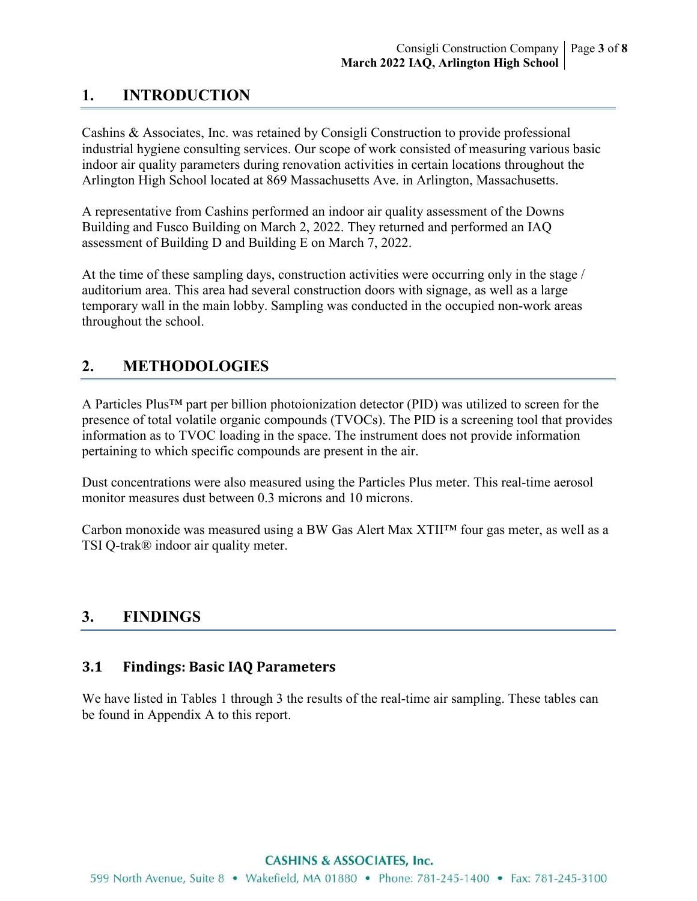# 1. INTRODUCTION

Cashins & Associates, Inc. was retained by Consigli Construction to provide professional industrial hygiene consulting services. Our scope of work consisted of measuring various basic indoor air quality parameters during renovation activities in certain locations throughout the Arlington High School located at 869 Massachusetts Ave. in Arlington, Massachusetts.

A representative from Cashins performed an indoor air quality assessment of the Downs Building and Fusco Building on March 2, 2022. They returned and performed an IAQ assessment of Building D and Building E on March 7, 2022.

At the time of these sampling days, construction activities were occurring only in the stage / auditorium area. This area had several construction doors with signage, as well as a large temporary wall in the main lobby. Sampling was conducted in the occupied non-work areas throughout the school.

# 2. METHODOLOGIES

A Particles Plus™ part per billion photoionization detector (PID) was utilized to screen for the presence of total volatile organic compounds (TVOCs). The PID is a screening tool that provides information as to TVOC loading in the space. The instrument does not provide information pertaining to which specific compounds are present in the air.

Dust concentrations were also measured using the Particles Plus meter. This real-time aerosol monitor measures dust between 0.3 microns and 10 microns.

Carbon monoxide was measured using a BW Gas Alert Max XTII™ four gas meter, as well as a TSI Q-trak® indoor air quality meter.

# 3. FINDINGS

## 3.1 Findings: Basic IAQ Parameters

We have listed in Tables 1 through 3 the results of the real-time air sampling. These tables can be found in Appendix A to this report.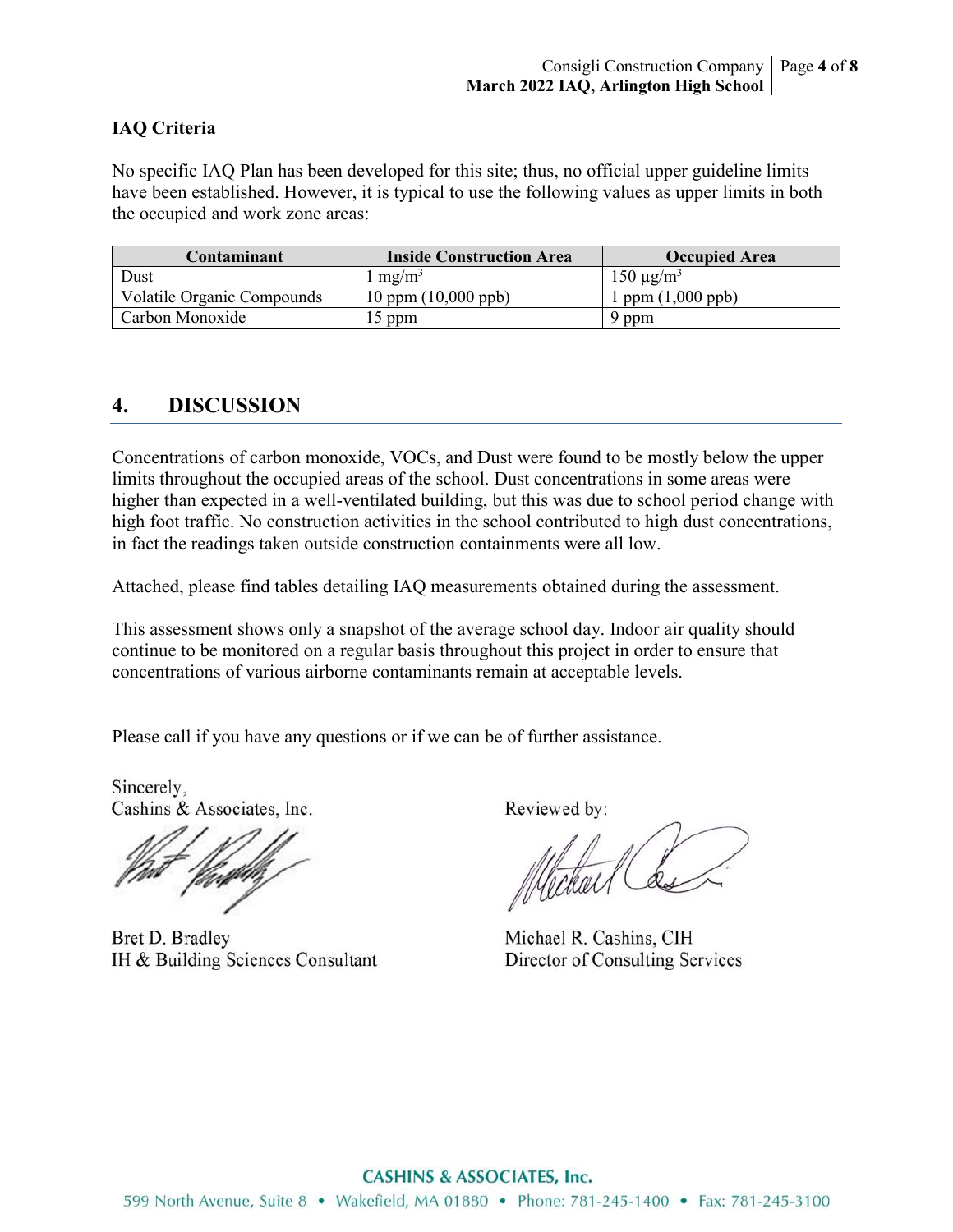**IAQ Criteria**

No specific IAQ Plan has been developed for this site; thus, no official upper guideline limits have been established. However, it is typical to use the following values as upper limits in both the occupied and work zone areas:

| Contaminant | Inside Construction Area | Occupied Area |
|---|---|---|
| Dust | 1 mg/m$^3$ | 150 µg/m$^3$ |
| Volatile Organic Compounds | 10 ppm (10,000 ppb) | 1 ppm (1,000 ppb) |
| Carbon Monoxide | 15 ppm | 9 ppm |

## 4. DISCUSSION

Concentrations of carbon monoxide, VOCs, and Dust were found to be mostly below the upper limits throughout the occupied areas of the school. Dust concentrations in some areas were higher than expected in a well-ventilated building, but this was due to school period change with high foot traffic. No construction activities in the school contributed to high dust concentrations, in fact the readings taken outside construction containments were all low.

Attached, please find tables detailing IAQ measurements obtained during the assessment.

This assessment shows only a snapshot of the average school day. Indoor air quality should continue to be monitored on a regular basis throughout this project in order to ensure that concentrations of various airborne contaminants remain at acceptable levels.

Please call if you have any questions or if we can be of further assistance.

Sincerely,
Cashins & Associates, Inc.

Bret D. Bradley
IH & Building Sciences Consultant

Reviewed by:

Michael R. Cashins, CIH
Director of Consulting Services

CASHINS & ASSOCIATES, Inc.
599 North Avenue, Suite 8 • Wakefield, MA 01880 • Phone: 781-245-1400 • Fax: 781-245-3100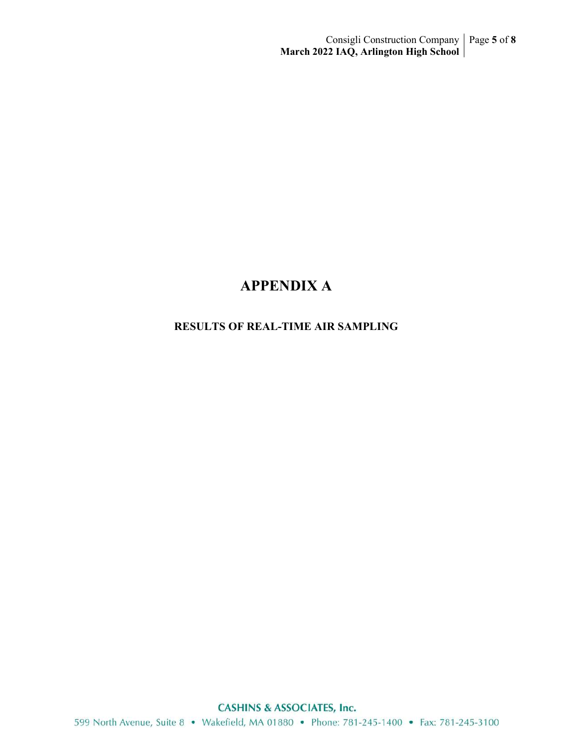# APPENDIX A

## RESULTS OF REAL-TIME AIR SAMPLING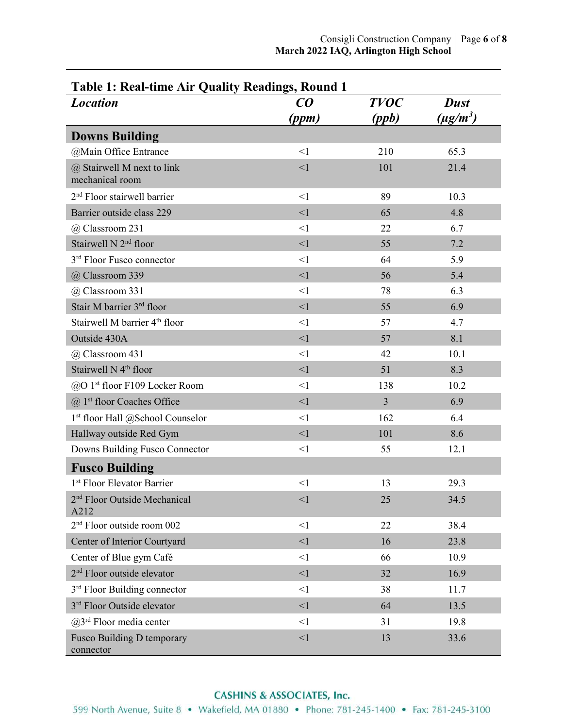**Table 1: Real-time Air Quality Readings, Round 1**

| *Location* | *CO (ppm)* | *TVOC (ppb)* | *Dust ($\mu g/m^3$)* |
|---|---|---|---|
| **Downs Building** | | | |
| @Main Office Entrance | <1 | 210 | 65.3 |
| @ Stairwell M next to link mechanical room | <1 | 101 | 21.4 |
| 2nd Floor stairwell barrier | <1 | 89 | 10.3 |
| Barrier outside class 229 | <1 | 65 | 4.8 |
| @ Classroom 231 | <1 | 22 | 6.7 |
| Stairwell N 2nd floor | <1 | 55 | 7.2 |
| 3rd Floor Fusco connector | <1 | 64 | 5.9 |
| @ Classroom 339 | <1 | 56 | 5.4 |
| @ Classroom 331 | <1 | 78 | 6.3 |
| Stair M barrier 3rd floor | <1 | 55 | 6.9 |
| Stairwell M barrier 4th floor | <1 | 57 | 4.7 |
| Outside 430A | <1 | 57 | 8.1 |
| @ Classroom 431 | <1 | 42 | 10.1 |
| Stairwell N 4th floor | <1 | 51 | 8.3 |
| @O 1st floor F109 Locker Room | <1 | 138 | 10.2 |
| @ 1st floor Coaches Office | <1 | 3 | 6.9 |
| 1st floor Hall @School Counselor | <1 | 162 | 6.4 |
| Hallway outside Red Gym | <1 | 101 | 8.6 |
| Downs Building Fusco Connector | <1 | 55 | 12.1 |
| **Fusco Building** | | | |
| 1st Floor Elevator Barrier | <1 | 13 | 29.3 |
| 2nd Floor Outside Mechanical A212 | <1 | 25 | 34.5 |
| 2nd Floor outside room 002 | <1 | 22 | 38.4 |
| Center of Interior Courtyard | <1 | 16 | 23.8 |
| Center of Blue gym Café | <1 | 66 | 10.9 |
| 2nd Floor outside elevator | <1 | 32 | 16.9 |
| 3rd Floor Building connector | <1 | 38 | 11.7 |
| 3rd Floor Outside elevator | <1 | 64 | 13.5 |
| @3rd Floor media center | <1 | 31 | 19.8 |
| Fusco Building D temporary connector | <1 | 13 | 33.6 |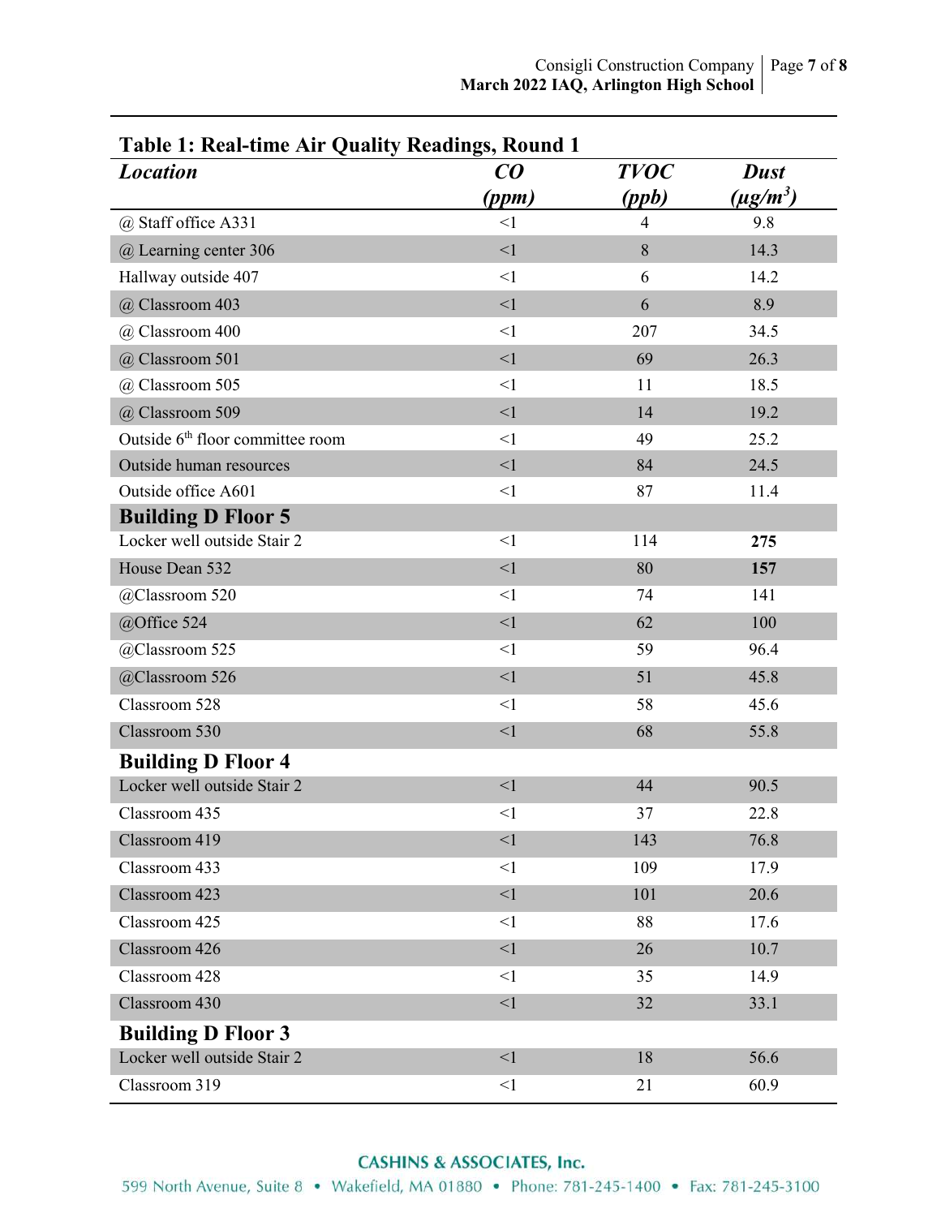### Table 1: Real-time Air Quality Readings, Round 1

| *Location* | *CO (ppm)* | *TVOC (ppb)* | *Dust (µg/m³)* |
|---|---|---|---|
| @ Staff office A331 | <1 | 4 | 9.8 |
| @ Learning center 306 | <1 | 8 | 14.3 |
| Hallway outside 407 | <1 | 6 | 14.2 |
| @ Classroom 403 | <1 | 6 | 8.9 |
| @ Classroom 400 | <1 | 207 | 34.5 |
| @ Classroom 501 | <1 | 69 | 26.3 |
| @ Classroom 505 | <1 | 11 | 18.5 |
| @ Classroom 509 | <1 | 14 | 19.2 |
| Outside 6th floor committee room | <1 | 49 | 25.2 |
| Outside human resources | <1 | 84 | 24.5 |
| Outside office A601 | <1 | 87 | 11.4 |
| **Building D Floor 5** | | | |
| Locker well outside Stair 2 | <1 | 114 | **275** |
| House Dean 532 | <1 | 80 | **157** |
| @Classroom 520 | <1 | 74 | 141 |
| @Office 524 | <1 | 62 | 100 |
| @Classroom 525 | <1 | 59 | 96.4 |
| @Classroom 526 | <1 | 51 | 45.8 |
| Classroom 528 | <1 | 58 | 45.6 |
| Classroom 530 | <1 | 68 | 55.8 |
| **Building D Floor 4** | | | |
| Locker well outside Stair 2 | <1 | 44 | 90.5 |
| Classroom 435 | <1 | 37 | 22.8 |
| Classroom 419 | <1 | 143 | 76.8 |
| Classroom 433 | <1 | 109 | 17.9 |
| Classroom 423 | <1 | 101 | 20.6 |
| Classroom 425 | <1 | 88 | 17.6 |
| Classroom 426 | <1 | 26 | 10.7 |
| Classroom 428 | <1 | 35 | 14.9 |
| Classroom 430 | <1 | 32 | 33.1 |
| **Building D Floor 3** | | | |
| Locker well outside Stair 2 | <1 | 18 | 56.6 |
| Classroom 319 | <1 | 21 | 60.9 |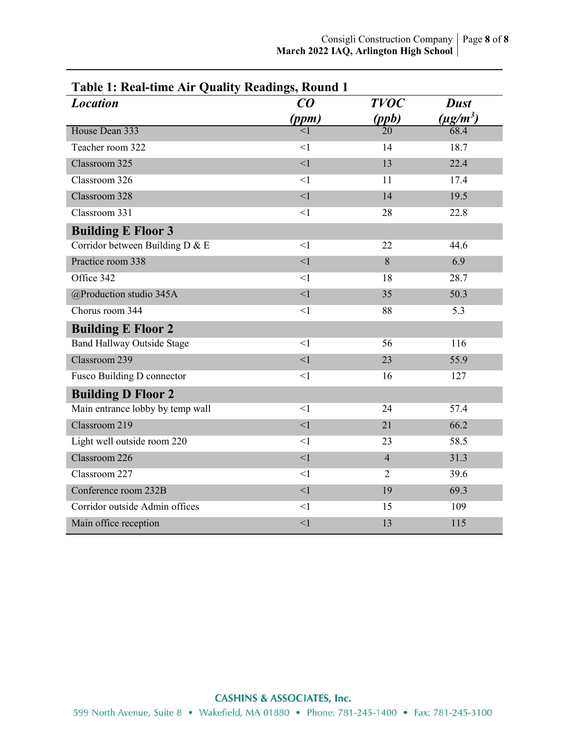### Table 1: Real-time Air Quality Readings, Round 1

| *Location* | *CO (ppm)* | *TVOC (ppb)* | *Dust ($\mu g/m^3$)* |
|---|---|---|---|
| House Dean 333 | <1 | 20 | 68.4 |
| Teacher room 322 | <1 | 14 | 18.7 |
| Classroom 325 | <1 | 13 | 22.4 |
| Classroom 326 | <1 | 11 | 17.4 |
| Classroom 328 | <1 | 14 | 19.5 |
| Classroom 331 | <1 | 28 | 22.8 |
| **Building E Floor 3** | | | |
| Corridor between Building D & E | <1 | 22 | 44.6 |
| Practice room 338 | <1 | 8 | 6.9 |
| Office 342 | <1 | 18 | 28.7 |
| @Production studio 345A | <1 | 35 | 50.3 |
| Chorus room 344 | <1 | 88 | 5.3 |
| **Building E Floor 2** | | | |
| Band Hallway Outside Stage | <1 | 56 | 116 |
| Classroom 239 | <1 | 23 | 55.9 |
| Fusco Building D connector | <1 | 16 | 127 |
| **Building D Floor 2** | | | |
| Main entrance lobby by temp wall | <1 | 24 | 57.4 |
| Classroom 219 | <1 | 21 | 66.2 |
| Light well outside room 220 | <1 | 23 | 58.5 |
| Classroom 226 | <1 | 4 | 31.3 |
| Classroom 227 | <1 | 2 | 39.6 |
| Conference room 232B | <1 | 19 | 69.3 |
| Corridor outside Admin offices | <1 | 15 | 109 |
| Main office reception | <1 | 13 | 115 |